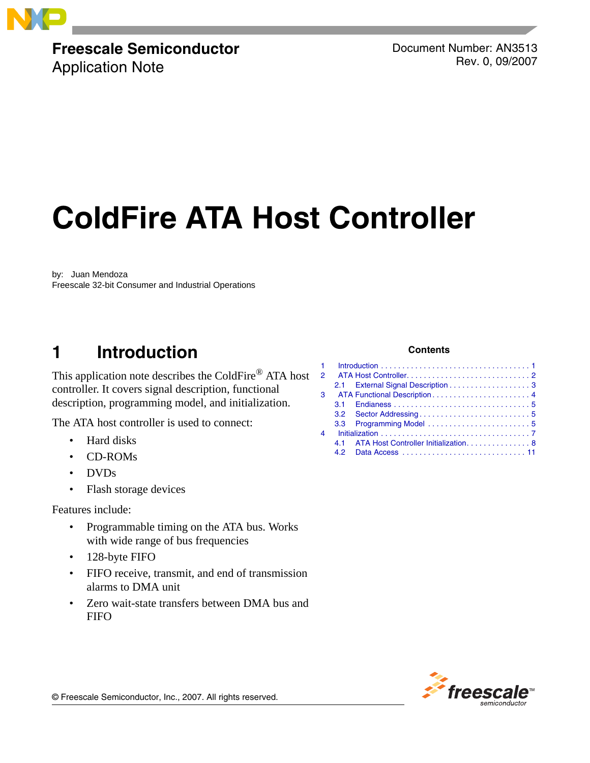Freescale Semiconductor

Application Note

Document Number: AN3513

Rev. 0, 09/2007

# ColdFire ATA Host Controller

by: Juan Mendoza

Freescale 32-bit Consumer and Industrial Operations

## 1 Introduction

This application note describes the ColdFire® ATA host controller. It covers signal description, functional description, programming model, and initialization.

The ATA host controller is used to connect:

- Hard disks
- CD-ROMs
- DVDs
- Flash storage devices

Features include:

- Programmable timing on the ATA bus. Works with wide range of bus frequencies
- 128-byte FIFO
- FIFO receive, transmit, and end of transmission alarms to DMA unit
- Zero wait-state transfers between DMA bus and FIFO

**Contents**

1 Introduction . . . . . . . . . . . . . . . . . . . . . . . . . . . . . . . . . . 1
2 ATA Host Controller. . . . . . . . . . . . . . . . . . . . . . . . . . . . . 2
  2.1 External Signal Description . . . . . . . . . . . . . . . . . . . 3
3 ATA Functional Description . . . . . . . . . . . . . . . . . . . . . . 4
  3.1 Endianess . . . . . . . . . . . . . . . . . . . . . . . . . . . . . . . 5
  3.2 Sector Addressing . . . . . . . . . . . . . . . . . . . . . . . . . . 5
  3.3 Programming Model . . . . . . . . . . . . . . . . . . . . . . . . 5
4 Initialization . . . . . . . . . . . . . . . . . . . . . . . . . . . . . . . . . 7
  4.1 ATA Host Controller Initialization. . . . . . . . . . . . . . . 8
  4.2 Data Access . . . . . . . . . . . . . . . . . . . . . . . . . . . . . 11

© Freescale Semiconductor, Inc., 2007. All rights reserved.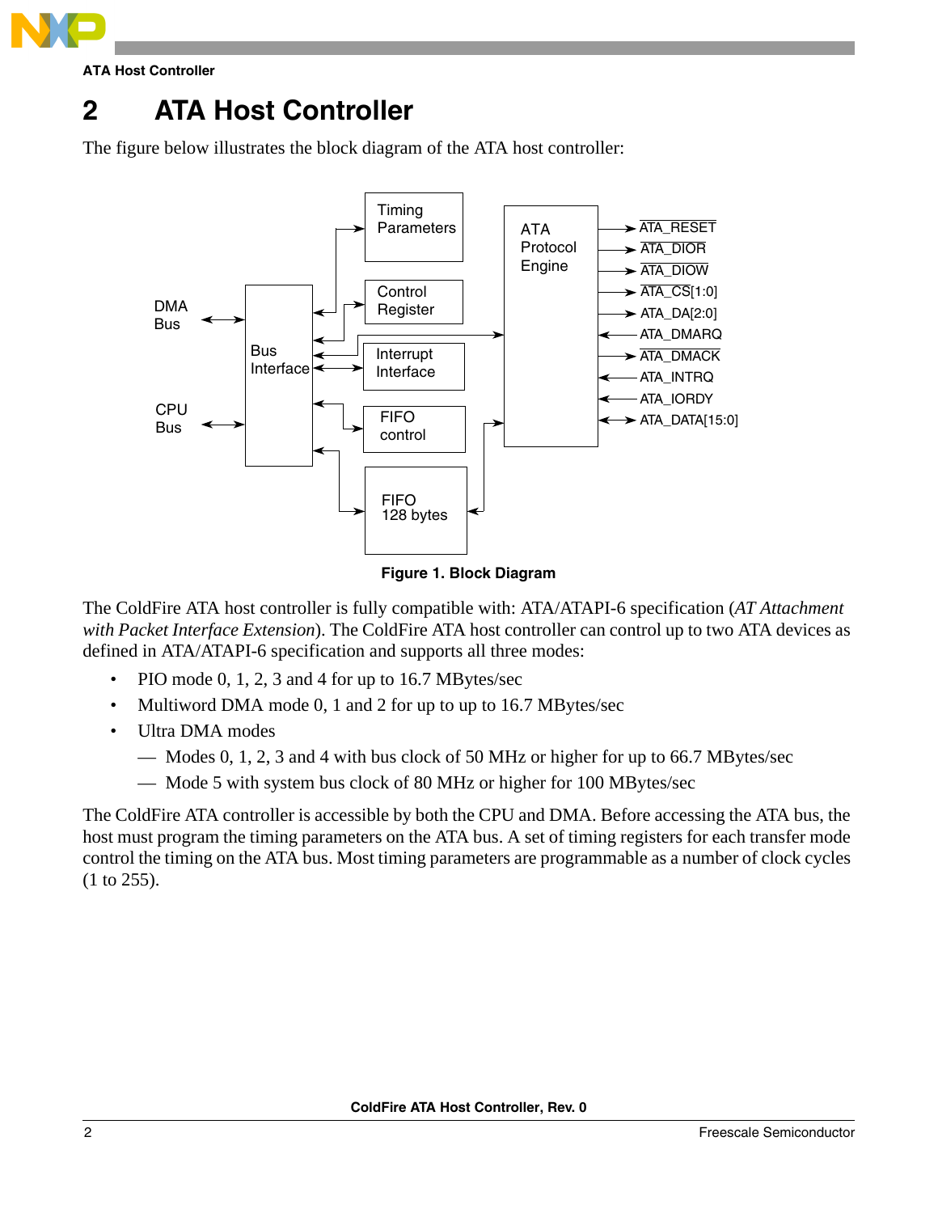# 2 ATA Host Controller

The figure below illustrates the block diagram of the ATA host controller:

**Figure 1. Block Diagram**

The ColdFire ATA host controller is fully compatible with: ATA/ATAPI-6 specification (*AT Attachment with Packet Interface Extension*). The ColdFire ATA host controller can control up to two ATA devices as defined in ATA/ATAPI-6 specification and supports all three modes:

- PIO mode 0, 1, 2, 3 and 4 for up to 16.7 MBytes/sec
- Multiword DMA mode 0, 1 and 2 for up to up to 16.7 MBytes/sec
- Ultra DMA modes
  - Modes 0, 1, 2, 3 and 4 with bus clock of 50 MHz or higher for up to 66.7 MBytes/sec
  - Mode 5 with system bus clock of 80 MHz or higher for 100 MBytes/sec

The ColdFire ATA controller is accessible by both the CPU and DMA. Before accessing the ATA bus, the host must program the timing parameters on the ATA bus. A set of timing registers for each transfer mode control the timing on the ATA bus. Most timing parameters are programmable as a number of clock cycles (1 to 255).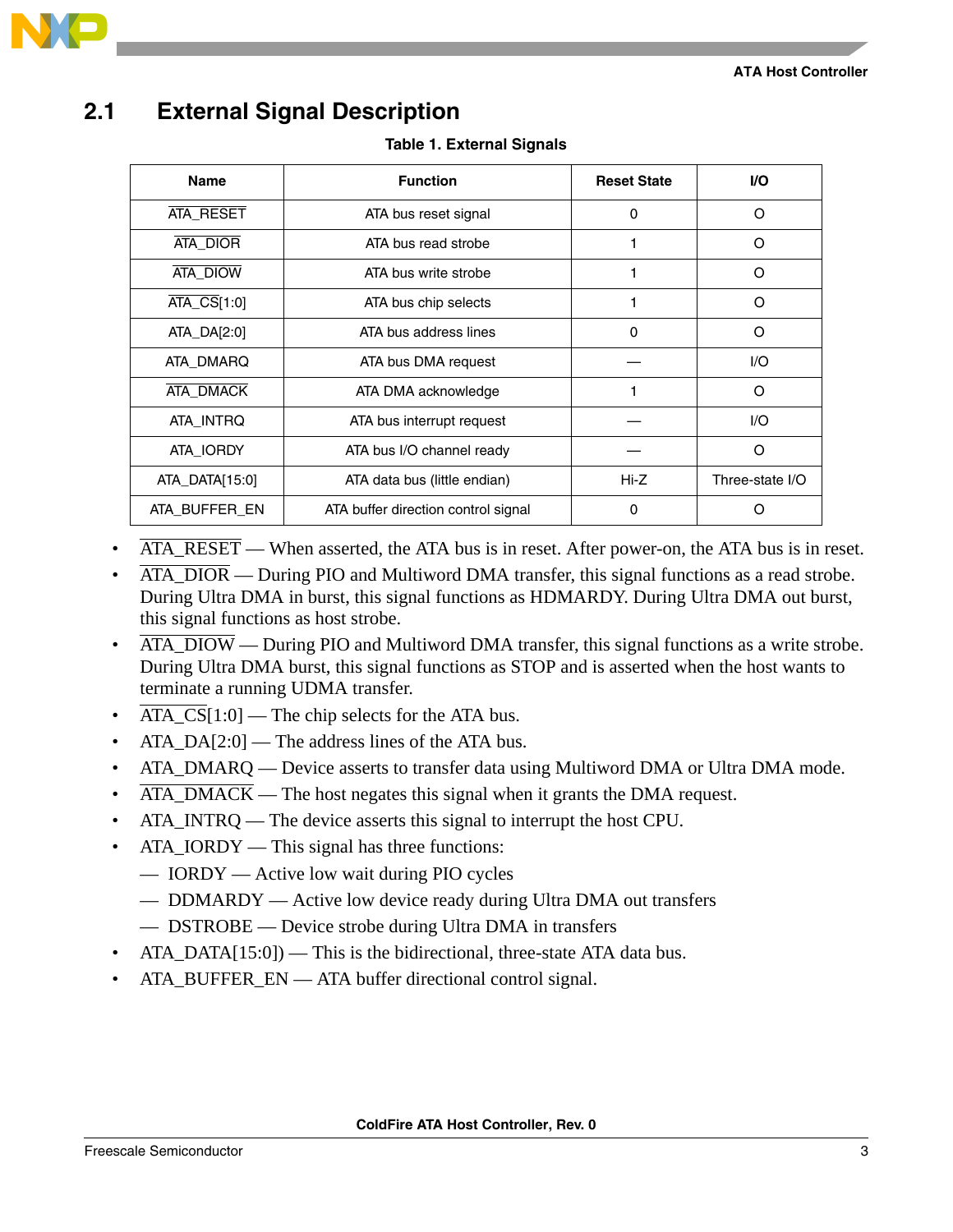## 2.1 External Signal Description

**Table 1. External Signals**

| Name | Function | Reset State | I/O |
|---|---|---|---|
| $\overline{\text{ATA\_RESET}}$ | ATA bus reset signal | 0 | O |
| $\overline{\text{ATA\_DIOR}}$ | ATA bus read strobe | 1 | O |
| $\overline{\text{ATA\_DIOW}}$ | ATA bus write strobe | 1 | O |
| $\overline{\text{ATA\_CS}}$[1:0] | ATA bus chip selects | 1 | O |
| ATA_DA[2:0] | ATA bus address lines | 0 | O |
| ATA_DMARQ | ATA bus DMA request | — | I/O |
| $\overline{\text{ATA\_DMACK}}$ | ATA DMA acknowledge | 1 | O |
| ATA_INTRQ | ATA bus interrupt request | — | I/O |
| ATA_IORDY | ATA bus I/O channel ready | — | O |
| ATA_DATA[15:0] | ATA data bus (little endian) | Hi-Z | Three-state I/O |
| ATA_BUFFER_EN | ATA buffer direction control signal | 0 | O |

- $\overline{\text{ATA\_RESET}}$ — When asserted, the ATA bus is in reset. After power-on, the ATA bus is in reset.
- $\overline{\text{ATA\_DIOR}}$ — During PIO and Multiword DMA transfer, this signal functions as a read strobe. During Ultra DMA in burst, this signal functions as HDMARDY. During Ultra DMA out burst, this signal functions as host strobe.
- $\overline{\text{ATA\_DIOW}}$ — During PIO and Multiword DMA transfer, this signal functions as a write strobe. During Ultra DMA burst, this signal functions as STOP and is asserted when the host wants to terminate a running UDMA transfer.
- $\overline{\text{ATA\_CS}}$[1:0] — The chip selects for the ATA bus.
- ATA_DA[2:0] — The address lines of the ATA bus.
- ATA_DMARQ — Device asserts to transfer data using Multiword DMA or Ultra DMA mode.
- $\overline{\text{ATA\_DMACK}}$ — The host negates this signal when it grants the DMA request.
- ATA_INTRQ — The device asserts this signal to interrupt the host CPU.
- ATA_IORDY — This signal has three functions:
  - IORDY — Active low wait during PIO cycles
  - DDMARDY — Active low device ready during Ultra DMA out transfers
  - DSTROBE — Device strobe during Ultra DMA in transfers
- ATA_DATA[15:0]) — This is the bidirectional, three-state ATA data bus.
- ATA_BUFFER_EN — ATA buffer directional control signal.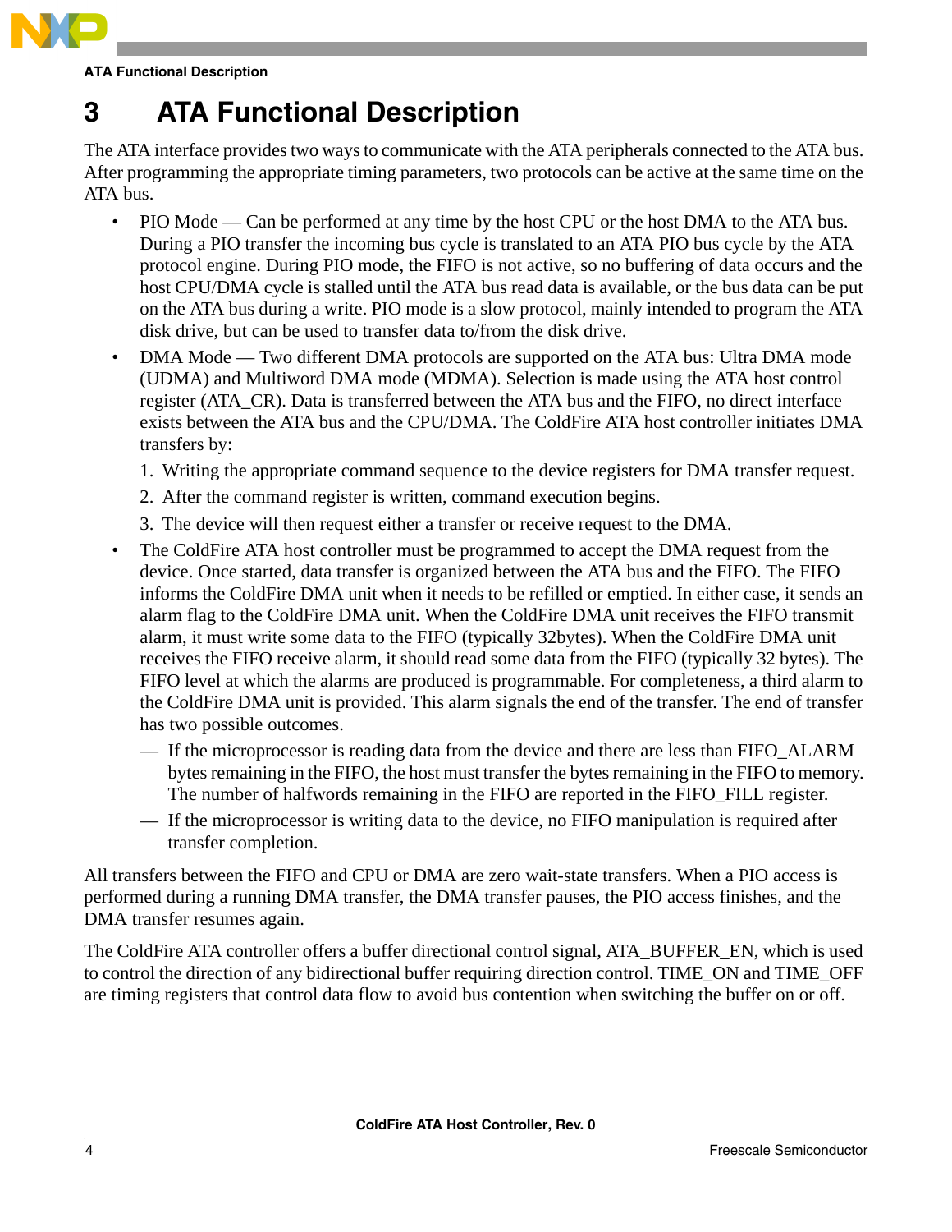# 3 ATA Functional Description

The ATA interface provides two ways to communicate with the ATA peripherals connected to the ATA bus. After programming the appropriate timing parameters, two protocols can be active at the same time on the ATA bus.

- PIO Mode — Can be performed at any time by the host CPU or the host DMA to the ATA bus. During a PIO transfer the incoming bus cycle is translated to an ATA PIO bus cycle by the ATA protocol engine. During PIO mode, the FIFO is not active, so no buffering of data occurs and the host CPU/DMA cycle is stalled until the ATA bus read data is available, or the bus data can be put on the ATA bus during a write. PIO mode is a slow protocol, mainly intended to program the ATA disk drive, but can be used to transfer data to/from the disk drive.
- DMA Mode — Two different DMA protocols are supported on the ATA bus: Ultra DMA mode (UDMA) and Multiword DMA mode (MDMA). Selection is made using the ATA host control register (ATA_CR). Data is transferred between the ATA bus and the FIFO, no direct interface exists between the ATA bus and the CPU/DMA. The ColdFire ATA host controller initiates DMA transfers by:
  1. Writing the appropriate command sequence to the device registers for DMA transfer request.
  2. After the command register is written, command execution begins.
  3. The device will then request either a transfer or receive request to the DMA.
- The ColdFire ATA host controller must be programmed to accept the DMA request from the device. Once started, data transfer is organized between the ATA bus and the FIFO. The FIFO informs the ColdFire DMA unit when it needs to be refilled or emptied. In either case, it sends an alarm flag to the ColdFire DMA unit. When the ColdFire DMA unit receives the FIFO transmit alarm, it must write some data to the FIFO (typically 32bytes). When the ColdFire DMA unit receives the FIFO receive alarm, it should read some data from the FIFO (typically 32 bytes). The FIFO level at which the alarms are produced is programmable. For completeness, a third alarm to the ColdFire DMA unit is provided. This alarm signals the end of the transfer. The end of transfer has two possible outcomes.
  - If the microprocessor is reading data from the device and there are less than FIFO_ALARM bytes remaining in the FIFO, the host must transfer the bytes remaining in the FIFO to memory. The number of halfwords remaining in the FIFO are reported in the FIFO_FILL register.
  - If the microprocessor is writing data to the device, no FIFO manipulation is required after transfer completion.

All transfers between the FIFO and CPU or DMA are zero wait-state transfers. When a PIO access is performed during a running DMA transfer, the DMA transfer pauses, the PIO access finishes, and the DMA transfer resumes again.

The ColdFire ATA controller offers a buffer directional control signal, ATA_BUFFER_EN, which is used to control the direction of any bidirectional buffer requiring direction control. TIME_ON and TIME_OFF are timing registers that control data flow to avoid bus contention when switching the buffer on or off.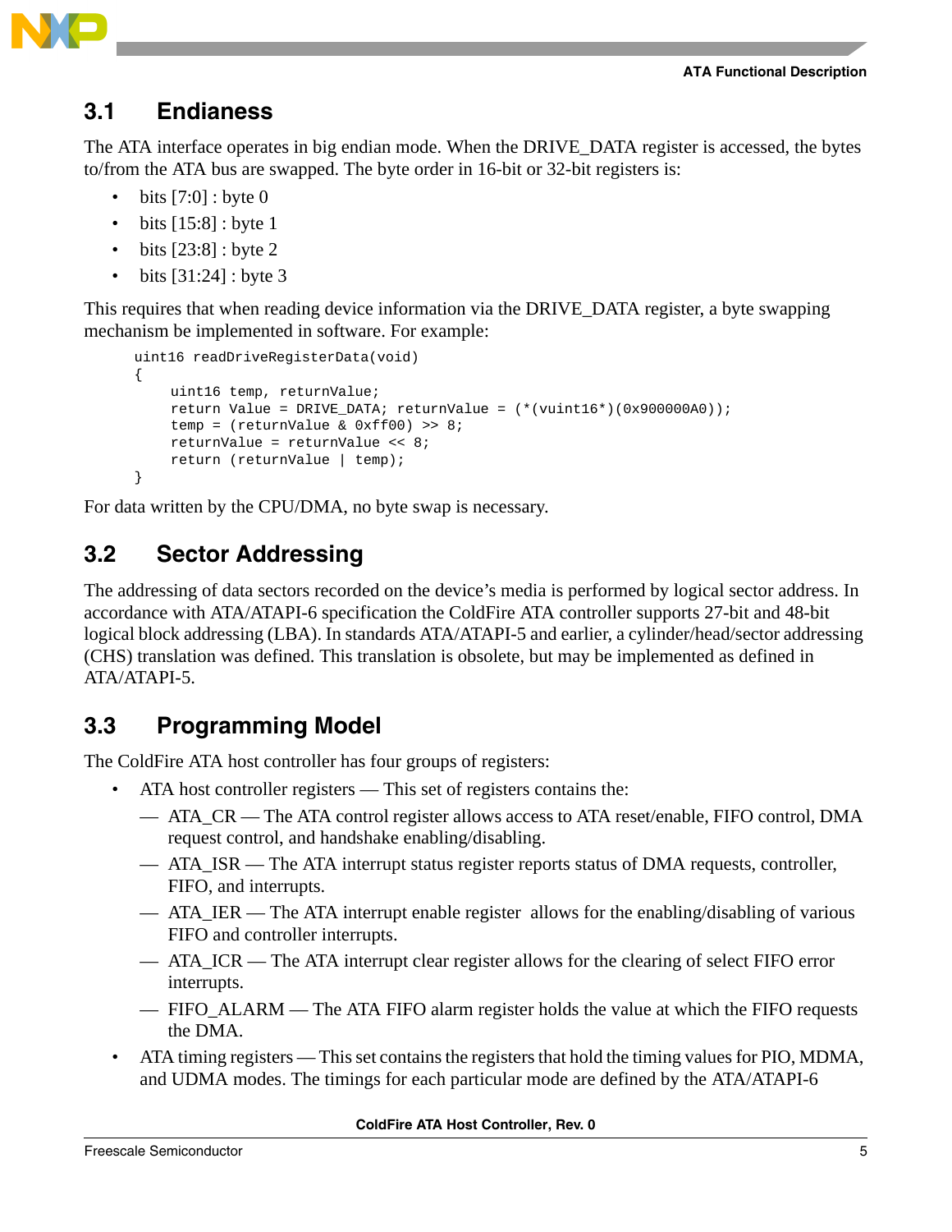## 3.1 Endianess

The ATA interface operates in big endian mode. When the DRIVE_DATA register is accessed, the bytes to/from the ATA bus are swapped. The byte order in 16-bit or 32-bit registers is:

- bits [7:0] : byte 0
- bits [15:8] : byte 1
- bits [23:8] : byte 2
- bits [31:24] : byte 3

This requires that when reading device information via the DRIVE_DATA register, a byte swapping mechanism be implemented in software. For example:

```
uint16 readDriveRegisterData(void)
{
     uint16 temp, returnValue;
     return Value = DRIVE_DATA; returnValue = (*(vuint16*)(0x900000A0));
     temp = (returnValue & 0xff00) >> 8;
     returnValue = returnValue << 8;
     return (returnValue | temp);
}
```

For data written by the CPU/DMA, no byte swap is necessary.

## 3.2 Sector Addressing

The addressing of data sectors recorded on the device's media is performed by logical sector address. In accordance with ATA/ATAPI-6 specification the ColdFire ATA controller supports 27-bit and 48-bit logical block addressing (LBA). In standards ATA/ATAPI-5 and earlier, a cylinder/head/sector addressing (CHS) translation was defined. This translation is obsolete, but may be implemented as defined in ATA/ATAPI-5.

## 3.3 Programming Model

The ColdFire ATA host controller has four groups of registers:

- ATA host controller registers — This set of registers contains the:
  - ATA_CR — The ATA control register allows access to ATA reset/enable, FIFO control, DMA request control, and handshake enabling/disabling.
  - ATA_ISR — The ATA interrupt status register reports status of DMA requests, controller, FIFO, and interrupts.
  - ATA_IER — The ATA interrupt enable register allows for the enabling/disabling of various FIFO and controller interrupts.
  - ATA_ICR — The ATA interrupt clear register allows for the clearing of select FIFO error interrupts.
  - FIFO_ALARM — The ATA FIFO alarm register holds the value at which the FIFO requests the DMA.
- ATA timing registers — This set contains the registers that hold the timing values for PIO, MDMA, and UDMA modes. The timings for each particular mode are defined by the ATA/ATAPI-6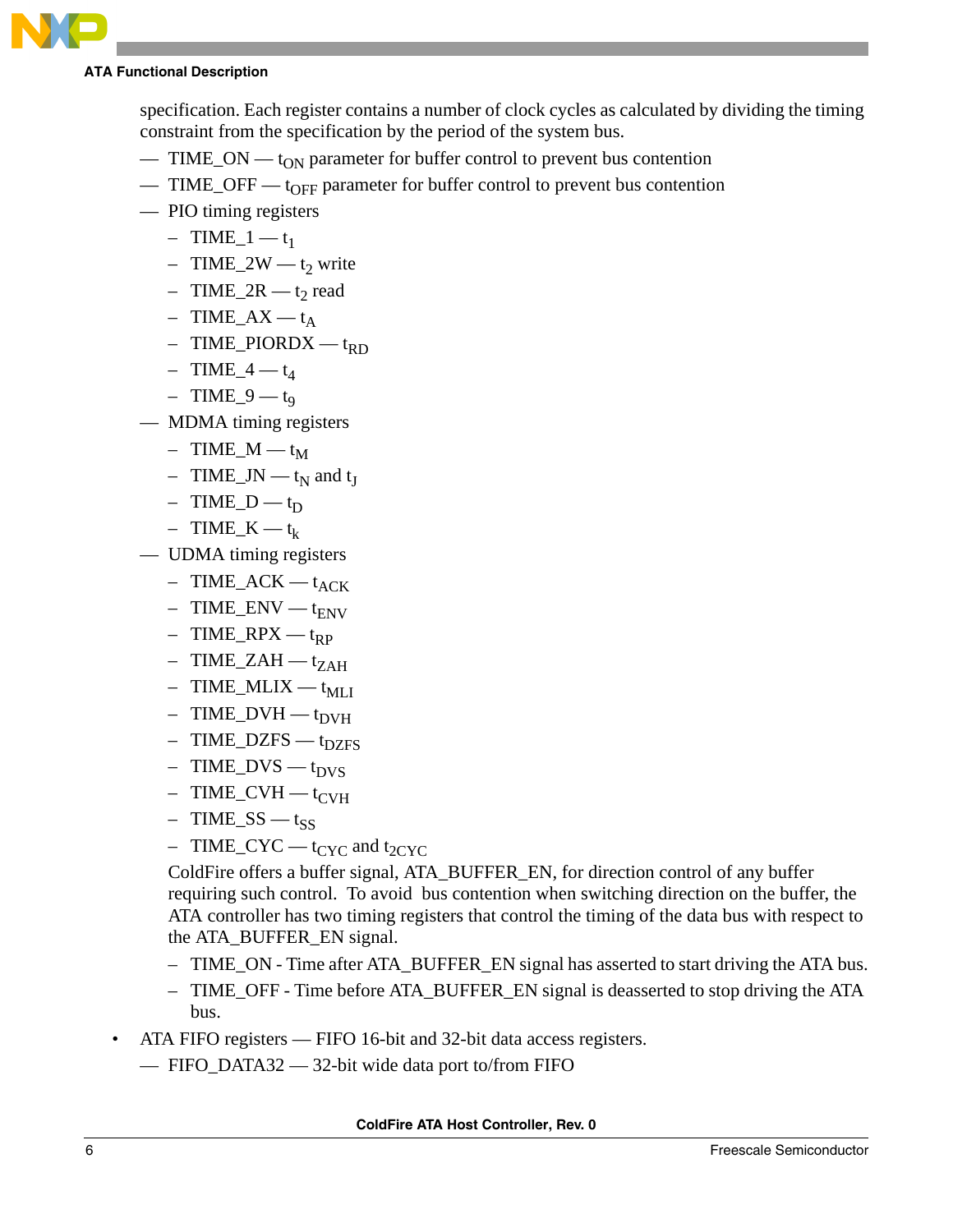specification. Each register contains a number of clock cycles as calculated by dividing the timing constraint from the specification by the period of the system bus.

- TIME_ON — $t_{ON}$ parameter for buffer control to prevent bus contention
- TIME_OFF — $t_{OFF}$ parameter for buffer control to prevent bus contention
- PIO timing registers
  - TIME_1 — $t_1$
  - TIME_2W — $t_2$ write
  - TIME_2R — $t_2$ read
  - TIME_AX — $t_A$
  - TIME_PIORDX — $t_{RD}$
  - TIME_4 — $t_4$
  - TIME_9 — $t_9$
- MDMA timing registers
  - TIME_M — $t_M$
  - TIME_JN — $t_N$ and $t_J$
  - TIME_D — $t_D$
  - TIME_K — $t_k$
- UDMA timing registers
  - TIME_ACK — $t_{ACK}$
  - TIME_ENV — $t_{ENV}$
  - TIME_RPX — $t_{RP}$
  - TIME_ZAH — $t_{ZAH}$
  - TIME_MLIX — $t_{MLI}$
  - TIME_DVH — $t_{DVH}$
  - TIME_DZFS — $t_{DZFS}$
  - TIME_DVS — $t_{DVS}$
  - TIME_CVH — $t_{CVH}$
  - TIME_SS — $t_{SS}$
  - TIME_CYC — $t_{CYC}$ and $t_{2CYC}$

  ColdFire offers a buffer signal, ATA_BUFFER_EN, for direction control of any buffer requiring such control. To avoid bus contention when switching direction on the buffer, the ATA controller has two timing registers that control the timing of the data bus with respect to the ATA_BUFFER_EN signal.

  - TIME_ON - Time after ATA_BUFFER_EN signal has asserted to start driving the ATA bus.
  - TIME_OFF - Time before ATA_BUFFER_EN signal is deasserted to stop driving the ATA bus.

- ATA FIFO registers — FIFO 16-bit and 32-bit data access registers.
  - FIFO_DATA32 — 32-bit wide data port to/from FIFO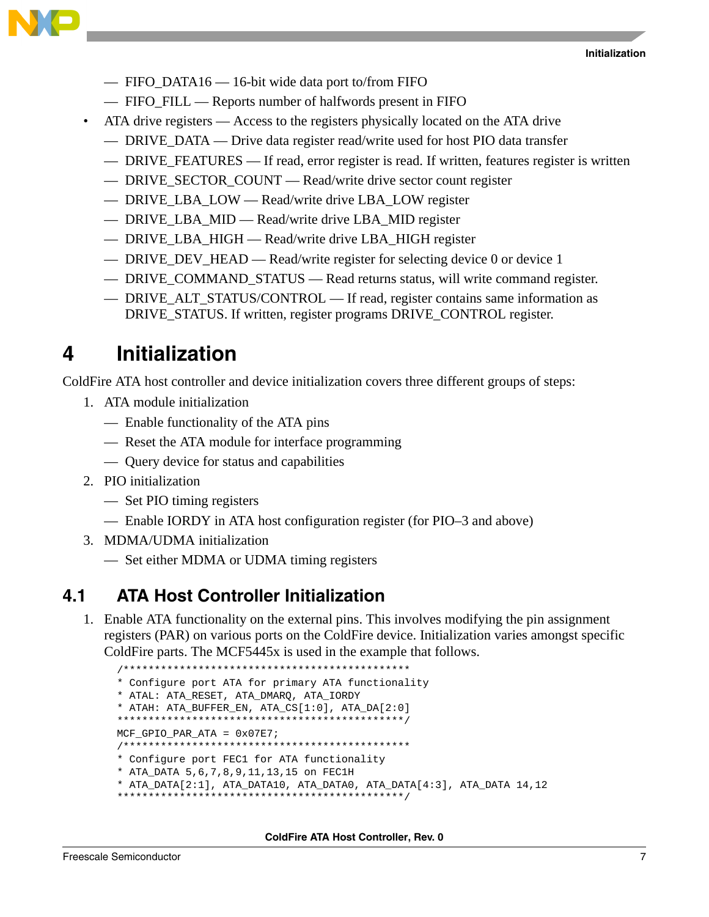- FIFO_DATA16 — 16-bit wide data port to/from FIFO
  - FIFO_FILL — Reports number of halfwords present in FIFO
- ATA drive registers — Access to the registers physically located on the ATA drive
  - DRIVE_DATA — Drive data register read/write used for host PIO data transfer
  - DRIVE_FEATURES — If read, error register is read. If written, features register is written
  - DRIVE_SECTOR_COUNT — Read/write drive sector count register
  - DRIVE_LBA_LOW — Read/write drive LBA_LOW register
  - DRIVE_LBA_MID — Read/write drive LBA_MID register
  - DRIVE_LBA_HIGH — Read/write drive LBA_HIGH register
  - DRIVE_DEV_HEAD — Read/write register for selecting device 0 or device 1
  - DRIVE_COMMAND_STATUS — Read returns status, will write command register.
  - DRIVE_ALT_STATUS/CONTROL — If read, register contains same information as DRIVE_STATUS. If written, register programs DRIVE_CONTROL register.

# 4 Initialization

ColdFire ATA host controller and device initialization covers three different groups of steps:

1. ATA module initialization
   - Enable functionality of the ATA pins
   - Reset the ATA module for interface programming
   - Query device for status and capabilities
2. PIO initialization
   - Set PIO timing registers
   - Enable IORDY in ATA host configuration register (for PIO–3 and above)
3. MDMA/UDMA initialization
   - Set either MDMA or UDMA timing registers

## 4.1 ATA Host Controller Initialization

1. Enable ATA functionality on the external pins. This involves modifying the pin assignment registers (PAR) on various ports on the ColdFire device. Initialization varies amongst specific ColdFire parts. The MCF5445x is used in the example that follows.

```
/***********************************************
* Configure port ATA for primary ATA functionality
* ATAL: ATA_RESET, ATA_DMARQ, ATA_IORDY
* ATAH: ATA_BUFFER_EN, ATA_CS[1:0], ATA_DA[2:0]
***********************************************/
MCF_GPIO_PAR_ATA = 0x07E7;
/***********************************************
* Configure port FEC1 for ATA functionality
* ATA_DATA 5,6,7,8,9,11,13,15 on FEC1H
* ATA_DATA[2:1], ATA_DATA10, ATA_DATA0, ATA_DATA[4:3], ATA_DATA 14,12
***********************************************/
```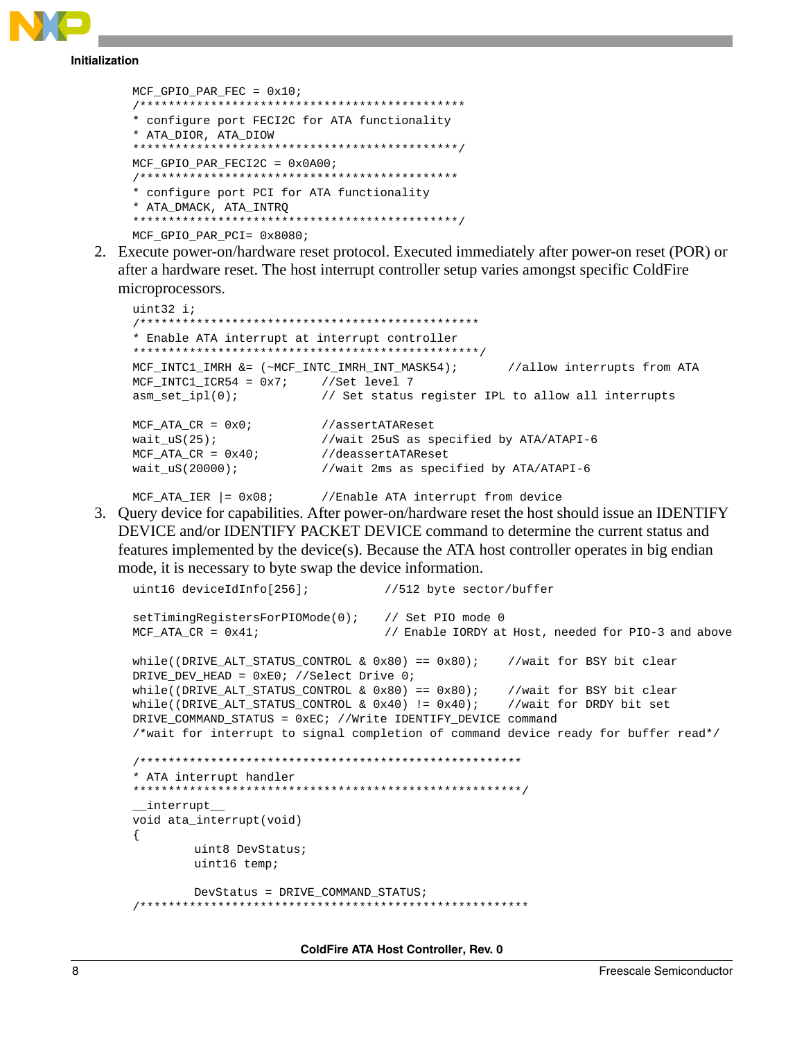```
MCF_GPIO_PAR_FEC = 0x10;
/**********************************************
* configure port FECI2C for ATA functionality
* ATA_DIOR, ATA_DIOW
**********************************************/
MCF_GPIO_PAR_FECI2C = 0x0A00;
/*********************************************
* configure port PCI for ATA functionality
* ATA_DMACK, ATA_INTRQ
**********************************************/
MCF_GPIO_PAR_PCI= 0x8080;
```

2. Execute power-on/hardware reset protocol. Executed immediately after power-on reset (POR) or after a hardware reset. The host interrupt controller setup varies amongst specific ColdFire microprocessors.

```
uint32 i;
/*************************************************
* Enable ATA interrupt at interrupt controller
**************************************************/
MCF_INTC1_IMRH &= (~MCF_INTC_IMRH_INT_MASK54);       //allow interrupts from ATA
MCF_INTC1_ICR54 = 0x7;     //Set level 7
asm_set_ipl(0);            // Set status register IPL to allow all interrupts

MCF_ATA_CR = 0x0;          //assertATAReset
wait_uS(25);               //wait 25uS as specified by ATA/ATAPI-6
MCF_ATA_CR = 0x40;         //deassertATAReset
wait_uS(20000);            //wait 2ms as specified by ATA/ATAPI-6

MCF_ATA_IER |= 0x08;       //Enable ATA interrupt from device
```

3. Query device for capabilities. After power-on/hardware reset the host should issue an IDENTIFY DEVICE and/or IDENTIFY PACKET DEVICE command to determine the current status and features implemented by the device(s). Because the ATA host controller operates in big endian mode, it is necessary to byte swap the device information.

```
uint16 deviceIdInfo[256];           //512 byte sector/buffer

setTimingRegistersForPIOMode(0);    // Set PIO mode 0
MCF_ATA_CR = 0x41;                  // Enable IORDY at Host, needed for PIO-3 and above

while((DRIVE_ALT_STATUS_CONTROL & 0x80) == 0x80);    //wait for BSY bit clear
DRIVE_DEV_HEAD = 0xE0; //Select Drive 0;
while((DRIVE_ALT_STATUS_CONTROL & 0x80) == 0x80);    //wait for BSY bit clear
while((DRIVE_ALT_STATUS_CONTROL & 0x40) != 0x40);    //wait for DRDY bit set
DRIVE_COMMAND_STATUS = 0xEC; //Write IDENTIFY_DEVICE command
/*wait for interrupt to signal completion of command device ready for buffer read*/

/*******************************************************
* ATA interrupt handler
********************************************************/
__interrupt__
void ata_interrupt(void)
{
        uint8 DevStatus;
        uint16 temp;

        DevStatus = DRIVE_COMMAND_STATUS;
/********************************************************
```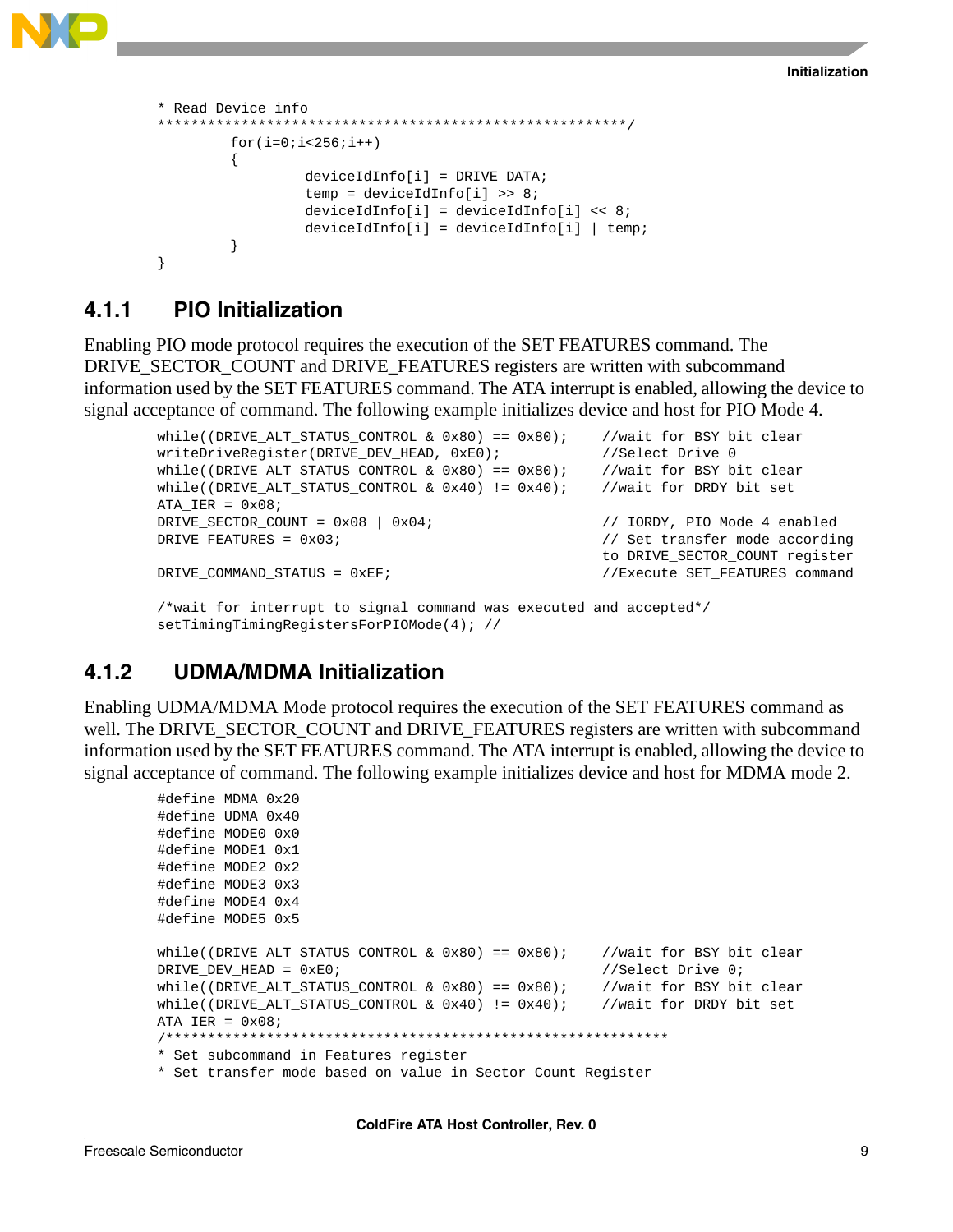```
* Read Device info
*********************************************************/
        for(i=0;i<256;i++)
        {
                deviceIdInfo[i] = DRIVE_DATA;
                temp = deviceIdInfo[i] >> 8;
                deviceIdInfo[i] = deviceIdInfo[i] << 8;
                deviceIdInfo[i] = deviceIdInfo[i] | temp;
        }
}
```

### 4.1.1 PIO Initialization

Enabling PIO mode protocol requires the execution of the SET FEATURES command. The DRIVE_SECTOR_COUNT and DRIVE_FEATURES registers are written with subcommand information used by the SET FEATURES command. The ATA interrupt is enabled, allowing the device to signal acceptance of command. The following example initializes device and host for PIO Mode 4.

```
while((DRIVE_ALT_STATUS_CONTROL & 0x80) == 0x80);    //wait for BSY bit clear
writeDriveRegister(DRIVE_DEV_HEAD, 0xE0);            //Select Drive 0
while((DRIVE_ALT_STATUS_CONTROL & 0x80) == 0x80);    //wait for BSY bit clear
while((DRIVE_ALT_STATUS_CONTROL & 0x40) != 0x40);    //wait for DRDY bit set
ATA_IER = 0x08;
DRIVE_SECTOR_COUNT = 0x08 | 0x04;                    // IORDY, PIO Mode 4 enabled
DRIVE_FEATURES = 0x03;                               // Set transfer mode according
                                                     to DRIVE_SECTOR_COUNT register
DRIVE_COMMAND_STATUS = 0xEF;                         //Execute SET_FEATURES command

/*wait for interrupt to signal command was executed and accepted*/
setTimingTimingRegistersForPIOMode(4); //
```

### 4.1.2 UDMA/MDMA Initialization

Enabling UDMA/MDMA Mode protocol requires the execution of the SET FEATURES command as well. The DRIVE_SECTOR_COUNT and DRIVE_FEATURES registers are written with subcommand information used by the SET FEATURES command. The ATA interrupt is enabled, allowing the device to signal acceptance of command. The following example initializes device and host for MDMA mode 2.

```
#define MDMA 0x20
#define UDMA 0x40
#define MODE0 0x0
#define MODE1 0x1
#define MODE2 0x2
#define MODE3 0x3
#define MODE4 0x4
#define MODE5 0x5

while((DRIVE_ALT_STATUS_CONTROL & 0x80) == 0x80);    //wait for BSY bit clear
DRIVE_DEV_HEAD = 0xE0;                               //Select Drive 0;
while((DRIVE_ALT_STATUS_CONTROL & 0x80) == 0x80);    //wait for BSY bit clear
while((DRIVE_ALT_STATUS_CONTROL & 0x40) != 0x40);    //wait for DRDY bit set
ATA_IER = 0x08;
/************************************************************
* Set subcommand in Features register
* Set transfer mode based on value in Sector Count Register
```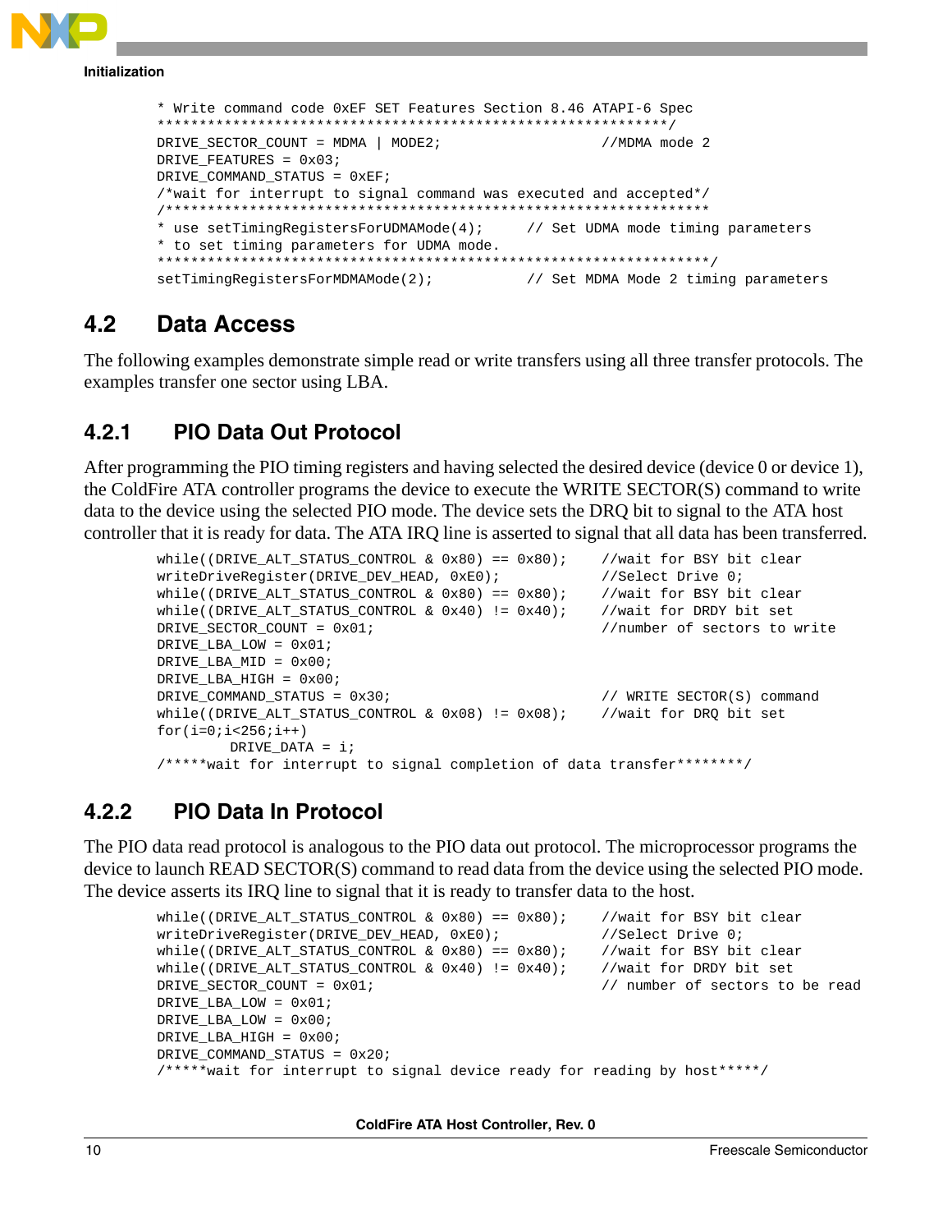```
* Write command code 0xEF SET Features Section 8.46 ATAPI-6 Spec
**************************************************************/
DRIVE_SECTOR_COUNT = MDMA | MODE2;                   //MDMA mode 2
DRIVE_FEATURES = 0x03;
DRIVE_COMMAND_STATUS = 0xEF;
/*wait for interrupt to signal command was executed and accepted*/
/*****************************************************************
* use setTimingRegistersForUDMAMode(4);     // Set UDMA mode timing parameters
* to set timing parameters for UDMA mode.
*****************************************************************/
setTimingRegistersForMDMAMode(2);           // Set MDMA Mode 2 timing parameters
```

## 4.2 Data Access

The following examples demonstrate simple read or write transfers using all three transfer protocols. The examples transfer one sector using LBA.

### 4.2.1 PIO Data Out Protocol

After programming the PIO timing registers and having selected the desired device (device 0 or device 1), the ColdFire ATA controller programs the device to execute the WRITE SECTOR(S) command to write data to the device using the selected PIO mode. The device sets the DRQ bit to signal to the ATA host controller that it is ready for data. The ATA IRQ line is asserted to signal that all data has been transferred.

```
while((DRIVE_ALT_STATUS_CONTROL & 0x80) == 0x80);    //wait for BSY bit clear
writeDriveRegister(DRIVE_DEV_HEAD, 0xE0);            //Select Drive 0;
while((DRIVE_ALT_STATUS_CONTROL & 0x80) == 0x80);    //wait for BSY bit clear
while((DRIVE_ALT_STATUS_CONTROL & 0x40) != 0x40);    //wait for DRDY bit set
DRIVE_SECTOR_COUNT = 0x01;                           //number of sectors to write
DRIVE_LBA_LOW = 0x01;
DRIVE_LBA_MID = 0x00;
DRIVE_LBA_HIGH = 0x00;
DRIVE_COMMAND_STATUS = 0x30;                         // WRITE SECTOR(S) command
while((DRIVE_ALT_STATUS_CONTROL & 0x08) != 0x08);    //wait for DRQ bit set
for(i=0;i<256;i++)
        DRIVE_DATA = i;
/*****wait for interrupt to signal completion of data transfer********/
```

### 4.2.2 PIO Data In Protocol

The PIO data read protocol is analogous to the PIO data out protocol. The microprocessor programs the device to launch READ SECTOR(S) command to read data from the device using the selected PIO mode. The device asserts its IRQ line to signal that it is ready to transfer data to the host.

```
while((DRIVE_ALT_STATUS_CONTROL & 0x80) == 0x80);    //wait for BSY bit clear
writeDriveRegister(DRIVE_DEV_HEAD, 0xE0);            //Select Drive 0;
while((DRIVE_ALT_STATUS_CONTROL & 0x80) == 0x80);    //wait for BSY bit clear
while((DRIVE_ALT_STATUS_CONTROL & 0x40) != 0x40);    //wait for DRDY bit set
DRIVE_SECTOR_COUNT = 0x01;                           // number of sectors to be read
DRIVE_LBA_LOW = 0x01;
DRIVE_LBA_LOW = 0x00;
DRIVE_LBA_HIGH = 0x00;
DRIVE_COMMAND_STATUS = 0x20;
/*****wait for interrupt to signal device ready for reading by host*****/
```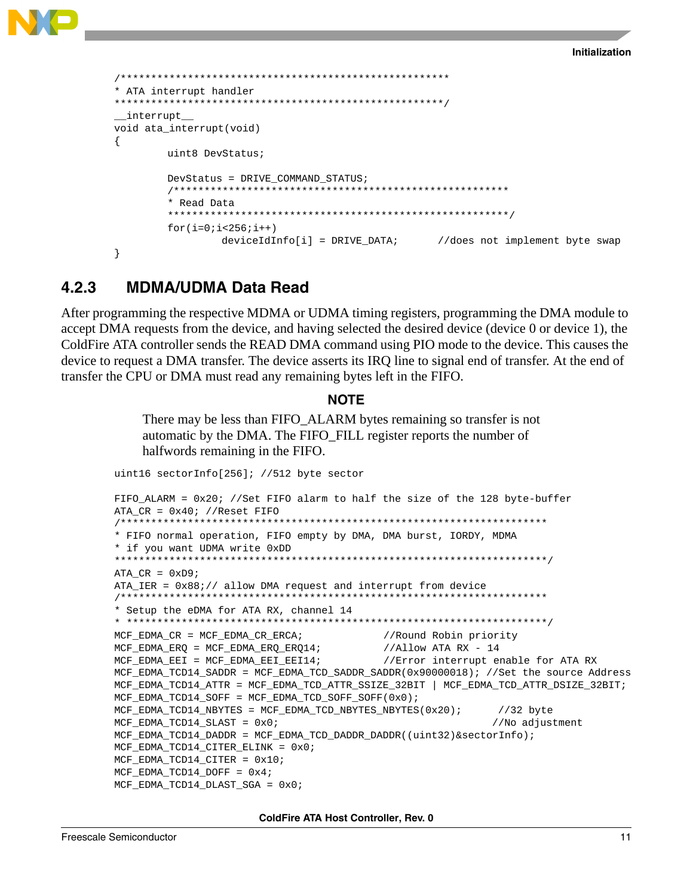```
/********************************************************
* ATA interrupt handler
*******************************************************/
__interrupt__
void ata_interrupt(void)
{
        uint8 DevStatus;

        DevStatus = DRIVE_COMMAND_STATUS;
        /********************************************************
        * Read Data
        *******************************************************/
        for(i=0;i<256;i++)
                deviceIdInfo[i] = DRIVE_DATA;      //does not implement byte swap
}
```

### 4.2.3 MDMA/UDMA Data Read

After programming the respective MDMA or UDMA timing registers, programming the DMA module to accept DMA requests from the device, and having selected the desired device (device 0 or device 1), the ColdFire ATA controller sends the READ DMA command using PIO mode to the device. This causes the device to request a DMA transfer. The device asserts its IRQ line to signal end of transfer. At the end of transfer the CPU or DMA must read any remaining bytes left in the FIFO.

**NOTE**

There may be less than FIFO_ALARM bytes remaining so transfer is not automatic by the DMA. The FIFO_FILL register reports the number of halfwords remaining in the FIFO.

```
uint16 sectorInfo[256]; //512 byte sector

FIFO_ALARM = 0x20; //Set FIFO alarm to half the size of the 128 byte-buffer
ATA_CR = 0x40; //Reset FIFO
/***********************************************************************
* FIFO normal operation, FIFO empty by DMA, DMA burst, IORDY, MDMA
* if you want UDMA write 0xDD
***********************************************************************/
ATA_CR = 0xD9;
ATA_IER = 0x88;// allow DMA request and interrupt from device
/***********************************************************************
* Setup the eDMA for ATA RX, channel 14
* *********************************************************************/
MCF_EDMA_CR = MCF_EDMA_CR_ERCA;             //Round Robin priority
MCF_EDMA_ERQ = MCF_EDMA_ERQ_ERQ14;          //Allow ATA RX - 14
MCF_EDMA_EEI = MCF_EDMA_EEI_EEI14;          //Error interrupt enable for ATA RX
MCF_EDMA_TCD14_SADDR = MCF_EDMA_TCD_SADDR_SADDR(0x90000018); //Set the source Address
MCF_EDMA_TCD14_ATTR = MCF_EDMA_TCD_ATTR_SSIZE_32BIT | MCF_EDMA_TCD_ATTR_DSIZE_32BIT;
MCF_EDMA_TCD14_SOFF = MCF_EDMA_TCD_SOFF_SOFF(0x0);
MCF_EDMA_TCD14_NBYTES = MCF_EDMA_TCD_NBYTES_NBYTES(0x20);      //32 byte
MCF_EDMA_TCD14_SLAST = 0x0;                                    //No adjustment
MCF_EDMA_TCD14_DADDR = MCF_EDMA_TCD_DADDR_DADDR((uint32)&sectorInfo);
MCF_EDMA_TCD14_CITER_ELINK = 0x0;
MCF_EDMA_TCD14_CITER = 0x10;
MCF_EDMA_TCD14_DOFF = 0x4;
MCF_EDMA_TCD14_DLAST_SGA = 0x0;
```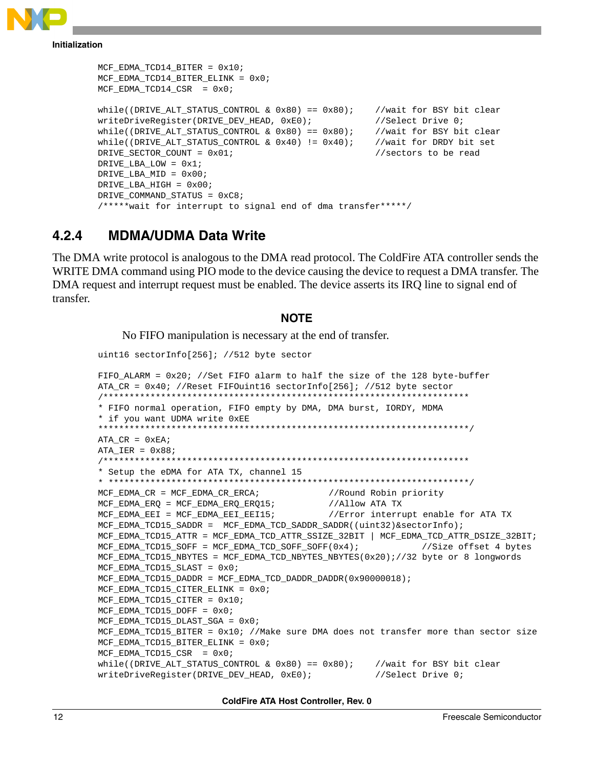```
MCF_EDMA_TCD14_BITER = 0x10;
MCF_EDMA_TCD14_BITER_ELINK = 0x0;
MCF_EDMA_TCD14_CSR  = 0x0;

while((DRIVE_ALT_STATUS_CONTROL & 0x80) == 0x80);    //wait for BSY bit clear
writeDriveRegister(DRIVE_DEV_HEAD, 0xE0);            //Select Drive 0;
while((DRIVE_ALT_STATUS_CONTROL & 0x80) == 0x80);    //wait for BSY bit clear
while((DRIVE_ALT_STATUS_CONTROL & 0x40) != 0x40);    //wait for DRDY bit set
DRIVE_SECTOR_COUNT = 0x01;                           //sectors to be read
DRIVE_LBA_LOW = 0x1;
DRIVE_LBA_MID = 0x00;
DRIVE_LBA_HIGH = 0x00;
DRIVE_COMMAND_STATUS = 0xC8;
/*****wait for interrupt to signal end of dma transfer*****/
```

### 4.2.4 MDMA/UDMA Data Write

The DMA write protocol is analogous to the DMA read protocol. The ColdFire ATA controller sends the WRITE DMA command using PIO mode to the device causing the device to request a DMA transfer. The DMA request and interrupt request must be enabled. The device asserts its IRQ line to signal end of transfer.

**NOTE**

No FIFO manipulation is necessary at the end of transfer.

```
uint16 sectorInfo[256]; //512 byte sector

FIFO_ALARM = 0x20; //Set FIFO alarm to half the size of the 128 byte-buffer
ATA_CR = 0x40; //Reset FIFOuint16 sectorInfo[256]; //512 byte sector
/***********************************************************************
* FIFO normal operation, FIFO empty by DMA, DMA burst, IORDY, MDMA
* if you want UDMA write 0xEE
***********************************************************************/
ATA_CR = 0xEA;
ATA_IER = 0x88;
/***********************************************************************
* Setup the eDMA for ATA TX, channel 15
* *********************************************************************/
MCF_EDMA_CR = MCF_EDMA_CR_ERCA;            //Round Robin priority
MCF_EDMA_ERQ = MCF_EDMA_ERQ_ERQ15;         //Allow ATA TX
MCF_EDMA_EEI = MCF_EDMA_EEI_EEI15;         //Error interrupt enable for ATA TX
MCF_EDMA_TCD15_SADDR =  MCF_EDMA_TCD_SADDR_SADDR((uint32)&sectorInfo);
MCF_EDMA_TCD15_ATTR = MCF_EDMA_TCD_ATTR_SSIZE_32BIT | MCF_EDMA_TCD_ATTR_DSIZE_32BIT;
MCF_EDMA_TCD15_SOFF = MCF_EDMA_TCD_SOFF_SOFF(0x4);            //Size offset 4 bytes
MCF_EDMA_TCD15_NBYTES = MCF_EDMA_TCD_NBYTES_NBYTES(0x20);//32 byte or 8 longwords
MCF_EDMA_TCD15_SLAST = 0x0;
MCF_EDMA_TCD15_DADDR = MCF_EDMA_TCD_DADDR_DADDR(0x90000018);
MCF_EDMA_TCD15_CITER_ELINK = 0x0;
MCF_EDMA_TCD15_CITER = 0x10;
MCF_EDMA_TCD15_DOFF = 0x0;
MCF_EDMA_TCD15_DLAST_SGA = 0x0;
MCF_EDMA_TCD15_BITER = 0x10; //Make sure DMA does not transfer more than sector size
MCF_EDMA_TCD15_BITER_ELINK = 0x0;
MCF_EDMA_TCD15_CSR  = 0x0;
while((DRIVE_ALT_STATUS_CONTROL & 0x80) == 0x80);    //wait for BSY bit clear
writeDriveRegister(DRIVE_DEV_HEAD, 0xE0);            //Select Drive 0;
```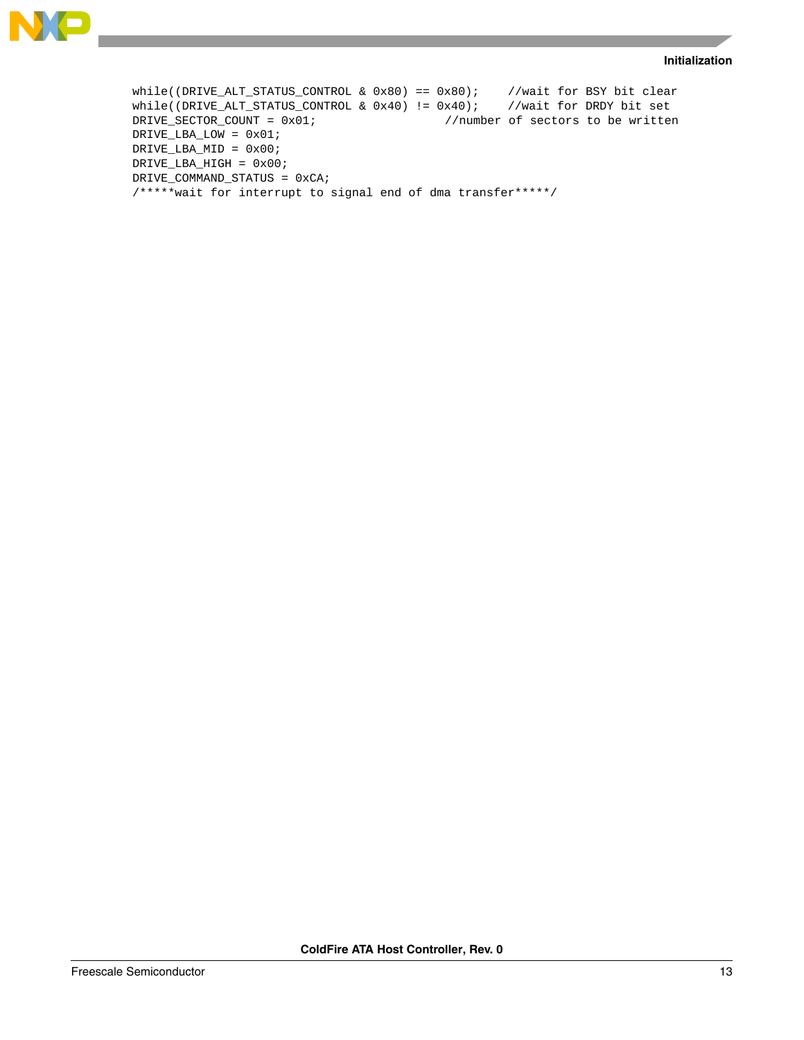```
while((DRIVE_ALT_STATUS_CONTROL & 0x80) == 0x80);    //wait for BSY bit clear
while((DRIVE_ALT_STATUS_CONTROL & 0x40) != 0x40);    //wait for DRDY bit set
DRIVE_SECTOR_COUNT = 0x01;                  //number of sectors to be written
DRIVE_LBA_LOW = 0x01;
DRIVE_LBA_MID = 0x00;
DRIVE_LBA_HIGH = 0x00;
DRIVE_COMMAND_STATUS = 0xCA;
/*****wait for interrupt to signal end of dma transfer*****/
```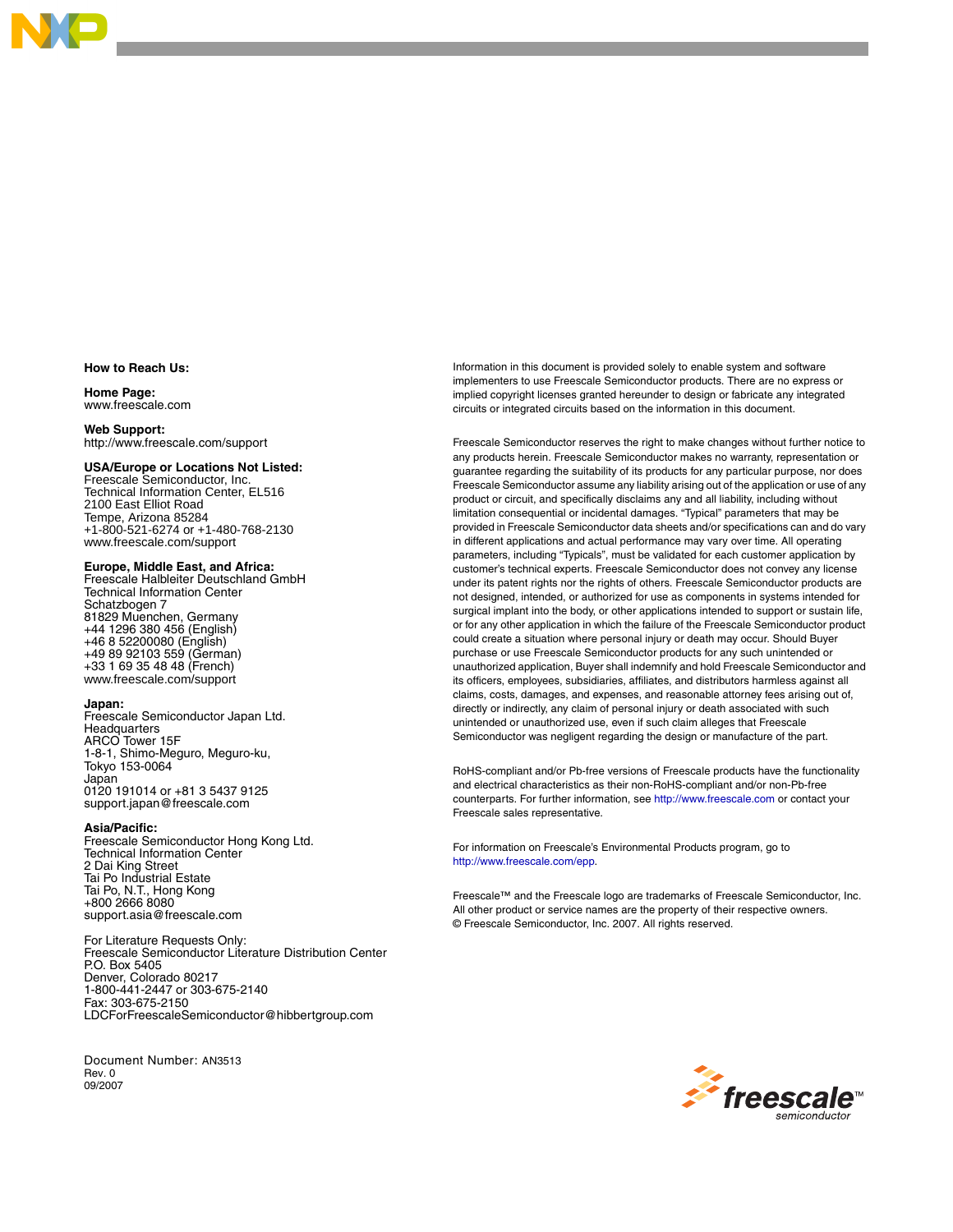**How to Reach Us:**

**Home Page:**
www.freescale.com

**Web Support:**
http://www.freescale.com/support

**USA/Europe or Locations Not Listed:**
Freescale Semiconductor, Inc.
Technical Information Center, EL516
2100 East Elliot Road
Tempe, Arizona 85284
+1-800-521-6274 or +1-480-768-2130
www.freescale.com/support

**Europe, Middle East, and Africa:**
Freescale Halbleiter Deutschland GmbH
Technical Information Center
Schatzbogen 7
81829 Muenchen, Germany
+44 1296 380 456 (English)
+46 8 52200080 (English)
+49 89 92103 559 (German)
+33 1 69 35 48 48 (French)
www.freescale.com/support

**Japan:**
Freescale Semiconductor Japan Ltd.
Headquarters
ARCO Tower 15F
1-8-1, Shimo-Meguro, Meguro-ku,
Tokyo 153-0064
Japan
0120 191014 or +81 3 5437 9125
support.japan@freescale.com

**Asia/Pacific:**
Freescale Semiconductor Hong Kong Ltd.
Technical Information Center
2 Dai King Street
Tai Po Industrial Estate
Tai Po, N.T., Hong Kong
+800 2666 8080
support.asia@freescale.com

For Literature Requests Only:
Freescale Semiconductor Literature Distribution Center
P.O. Box 5405
Denver, Colorado 80217
1-800-441-2447 or 303-675-2140
Fax: 303-675-2150
LDCForFreescaleSemiconductor@hibbertgroup.com

Information in this document is provided solely to enable system and software implementers to use Freescale Semiconductor products. There are no express or implied copyright licenses granted hereunder to design or fabricate any integrated circuits or integrated circuits based on the information in this document.

Freescale Semiconductor reserves the right to make changes without further notice to any products herein. Freescale Semiconductor makes no warranty, representation or guarantee regarding the suitability of its products for any particular purpose, nor does Freescale Semiconductor assume any liability arising out of the application or use of any product or circuit, and specifically disclaims any and all liability, including without limitation consequential or incidental damages. "Typical" parameters that may be provided in Freescale Semiconductor data sheets and/or specifications can and do vary in different applications and actual performance may vary over time. All operating parameters, including "Typicals", must be validated for each customer application by customer's technical experts. Freescale Semiconductor does not convey any license under its patent rights nor the rights of others. Freescale Semiconductor products are not designed, intended, or authorized for use as components in systems intended for surgical implant into the body, or other applications intended to support or sustain life, or for any other application in which the failure of the Freescale Semiconductor product could create a situation where personal injury or death may occur. Should Buyer purchase or use Freescale Semiconductor products for any such unintended or unauthorized application, Buyer shall indemnify and hold Freescale Semiconductor and its officers, employees, subsidiaries, affiliates, and distributors harmless against all claims, costs, damages, and expenses, and reasonable attorney fees arising out of, directly or indirectly, any claim of personal injury or death associated with such unintended or unauthorized use, even if such claim alleges that Freescale Semiconductor was negligent regarding the design or manufacture of the part.

RoHS-compliant and/or Pb-free versions of Freescale products have the functionality and electrical characteristics as their non-RoHS-compliant and/or non-Pb-free counterparts. For further information, see http://www.freescale.com or contact your Freescale sales representative.

For information on Freescale's Environmental Products program, go to http://www.freescale.com/epp.

Freescale™ and the Freescale logo are trademarks of Freescale Semiconductor, Inc. All other product or service names are the property of their respective owners.
© Freescale Semiconductor, Inc. 2007. All rights reserved.

Document Number: AN3513
Rev. 0
09/2007